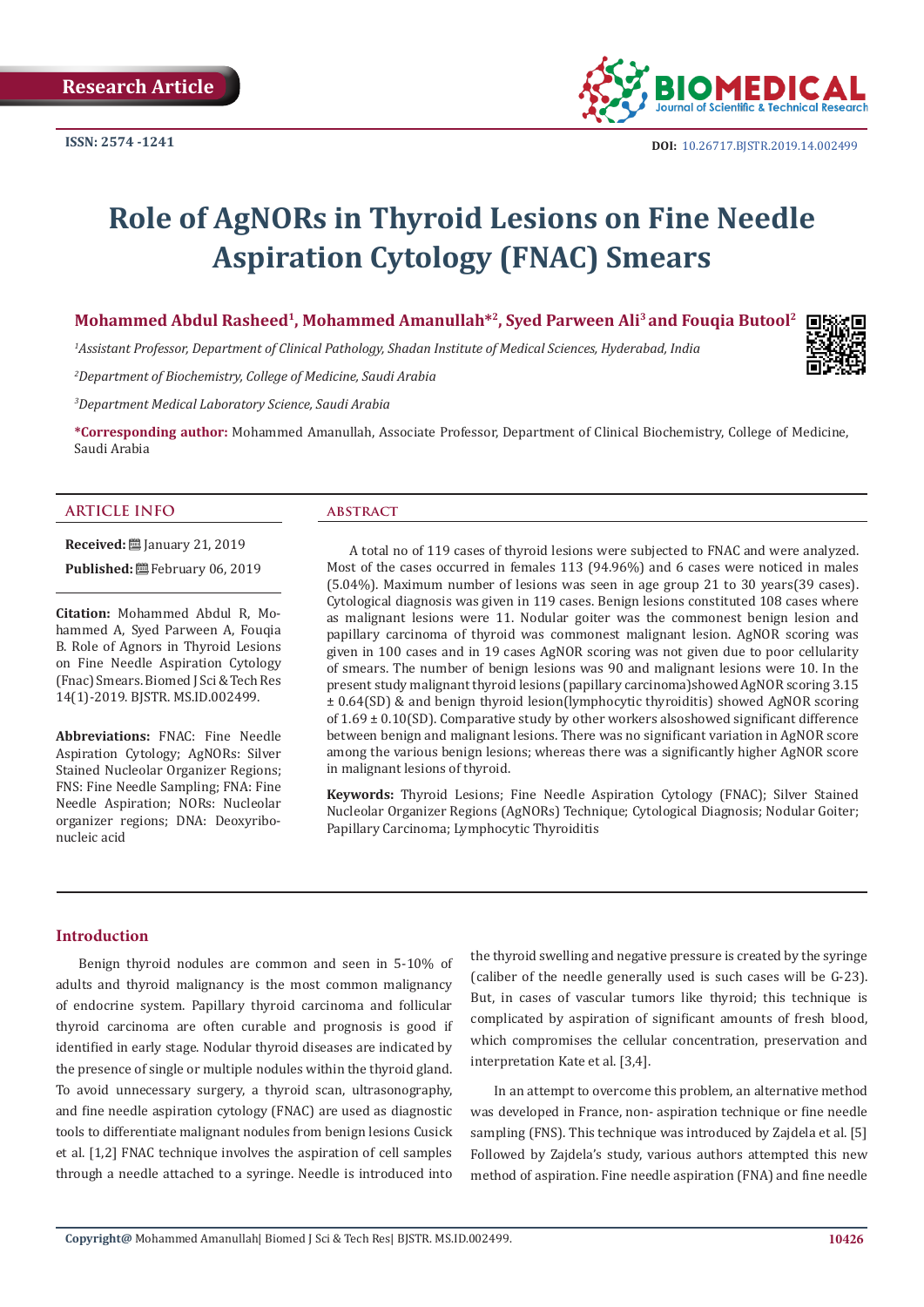Research Article

ISSN: 2574 -1241

DOI: 10.26717.BJSTR.2019.14.002499

# Role of AgNORs in Thyroid Lesions on Fine Needle Aspiration Cytology (FNAC) Smears

**Mohammed Abdul Rasheed[1], Mohammed Amanullah*[2], Syed ParweEn Ali[3] and Fouqia Butool[2]**

*[1]Assistant Professor, Department of Clinical Pathology, Shadan Institute of Medical Sciences, Hyderabad, India*

*[2]Department of Biochemistry, College of Medicine, Saudi Arabia*

*[3]Department Medical Laboratory Science, Saudi Arabia*

**\*Corresponding author:** Mohammed Amanullah, Associate Professor, Department of Clinical Biochemistry, College of Medicine, Saudi Arabia

## ARTICLE INFO

**Received:** January 21, 2019

**Published:** February 06, 2019

**Citation:** Mohammed Abdul R, Mohammed A, Syed Parween A, Fouqia B. Role of Agnors in Thyroid Lesions on Fine Needle Aspiration Cytology (Fnac) Smears. Biomed J Sci & Tech Res 14(1)-2019. BJSTR. MS.ID.002499.

**Abbreviations:** FNAC: Fine Needle Aspiration Cytology; AgNORs: Silver Stained Nucleolar Organizer Regions; FNS: Fine Needle Sampling; FNA: Fine Needle Aspiration; NORs: Nucleolar organizer regions; DNA: Deoxyribonucleic acid

## ABSTRACT

A total no of 119 cases of thyroid lesions were subjected to FNAC and were analyzed. Most of the cases occurred in females 113 (94.96%) and 6 cases were noticed in males (5.04%). Maximum number of lesions was seen in age group 21 to 30 years(39 cases). Cytological diagnosis was given in 119 cases. Benign lesions constituted 108 cases where as malignant lesions were 11. Nodular goiter was the commonest benign lesion and papillary carcinoma of thyroid was commonest malignant lesion. AgNOR scoring was given in 100 cases and in 19 cases AgNOR scoring was not given due to poor cellularity of smears. The number of benign lesions was 90 and malignant lesions were 10. In the present study malignant thyroid lesions (papillary carcinoma)showed AgNOR scoring 3.15 ± 0.64(SD) & and benign thyroid lesion(lymphocytic thyroiditis) showed AgNOR scoring of 1.69 ± 0.10(SD). Comparative study by other workers alsoshowed significant difference between benign and malignant lesions. There was no significant variation in AgNOR score among the various benign lesions; whereas there was a significantly higher AgNOR score in malignant lesions of thyroid.

**Keywords:** Thyroid Lesions; Fine Needle Aspiration Cytology (FNAC); Silver Stained Nucleolar Organizer Regions (AgNORs) Technique; Cytological Diagnosis; Nodular Goiter; Papillary Carcinoma; Lymphocytic Thyroiditis

## Introduction

Benign thyroid nodules are common and seen in 5-10% of adults and thyroid malignancy is the most common malignancy of endocrine system. Papillary thyroid carcinoma and follicular thyroid carcinoma are often curable and prognosis is good if identified in early stage. Nodular thyroid diseases are indicated by the presence of single or multiple nodules within the thyroid gland. To avoid unnecessary surgery, a thyroid scan, ultrasonography, and fine needle aspiration cytology (FNAC) are used as diagnostic tools to differentiate malignant nodules from benign lesions Cusick et al. [1,2] FNAC technique involves the aspiration of cell samples through a needle attached to a syringe. Needle is introduced into the thyroid swelling and negative pressure is created by the syringe (caliber of the needle generally used is such cases will be G-23). But, in cases of vascular tumors like thyroid; this technique is complicated by aspiration of significant amounts of fresh blood, which compromises the cellular concentration, preservation and interpretation Kate et al. [3,4].

In an attempt to overcome this problem, an alternative method was developed in France, non- aspiration technique or fine needle sampling (FNS). This technique was introduced by Zajdela et al. [5] Followed by Zajdela's study, various authors attempted this new method of aspiration. Fine needle aspiration (FNA) and fine needle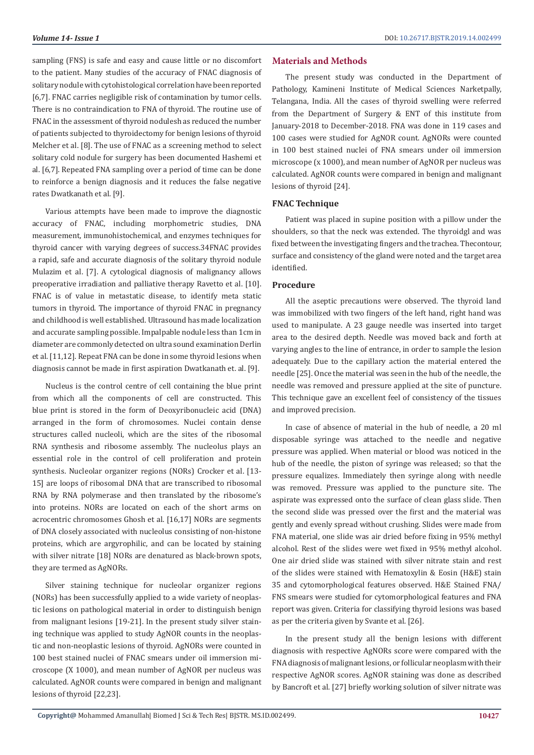sampling (FNS) is safe and easy and cause little or no discomfort to the patient. Many studies of the accuracy of FNAC diagnosis of solitary nodule with cytohistological correlation have been reported [6,7]. FNAC carries negligible risk of contamination by tumor cells. There is no contraindication to FNA of thyroid. The routine use of FNAC in the assessment of thyroid nodulesh as reduced the number of patients subjected to thyroidectomy for benign lesions of thyroid Melcher et al. [8]. The use of FNAC as a screening method to select solitary cold nodule for surgery has been documented Hashemi et al. [6,7]. Repeated FNA sampling over a period of time can be done to reinforce a benign diagnosis and it reduces the false negative rates Dwatkanath et al. [9].

Various attempts have been made to improve the diagnostic accuracy of FNAC, including morphometric studies, DNA measurement, immunohistochemical, and enzymes techniques for thyroid cancer with varying degrees of success.34FNAC provides a rapid, safe and accurate diagnosis of the solitary thyroid nodule Mulazim et al. [7]. A cytological diagnosis of malignancy allows preoperative irradiation and palliative therapy Ravetto et al. [10]. FNAC is of value in metastatic disease, to identify meta static tumors in thyroid. The importance of thyroid FNAC in pregnancy and childhood is well established. Ultrasound has made localization and accurate sampling possible. Impalpable nodule less than 1cm in diameter are commonly detected on ultra sound examination Derlin et al. [11,12]. Repeat FNA can be done in some thyroid lesions when diagnosis cannot be made in first aspiration Dwatkanath et. al. [9].

Nucleus is the control centre of cell containing the blue print from which all the components of cell are constructed. This blue print is stored in the form of Deoxyribonucleic acid (DNA) arranged in the form of chromosomes. Nuclei contain dense structures called nucleoli, which are the sites of the ribosomal RNA synthesis and ribosome assembly. The nucleolus plays an essential role in the control of cell proliferation and protein synthesis. Nucleolar organizer regions (NORs) Crocker et al. [13-15] are loops of ribosomal DNA that are transcribed to ribosomal RNA by RNA polymerase and then translated by the ribosome's into proteins. NORs are located on each of the short arms on acrocentric chromosomes Ghosh et al. [16,17] NORs are segments of DNA closely associated with nucleolus consisting of non-histone proteins, which are argyrophilic, and can be located by staining with silver nitrate [18] NORs are denatured as black-brown spots, they are termed as AgNORs.

Silver staining technique for nucleolar organizer regions (NORs) has been successfully applied to a wide variety of neoplastic lesions on pathological material in order to distinguish benign from malignant lesions [19-21]. In the present study silver staining technique was applied to study AgNOR counts in the neoplastic and non-neoplastic lesions of thyroid. AgNORs were counted in 100 best stained nuclei of FNAC smears under oil immersion microscope (X 1000), and mean number of AgNOR per nucleus was calculated. AgNOR counts were compared in benign and malignant lesions of thyroid [22,23].

## Materials and Methods

The present study was conducted in the Department of Pathology, Kamineni Institute of Medical Sciences Narketpally, Telangana, India. All the cases of thyroid swelling were referred from the Department of Surgery & ENT of this institute from January-2018 to December-2018. FNA was done in 119 cases and 100 cases were studied for AgNOR count. AgNORs were counted in 100 best stained nuclei of FNA smears under oil immersion microscope (x 1000), and mean number of AgNOR per nucleus was calculated. AgNOR counts were compared in benign and malignant lesions of thyroid [24].

### FNAC Technique

Patient was placed in supine position with a pillow under the shoulders, so that the neck was extended. The thyroidgl and was fixed between the investigating fingers and the trachea. Thecontour, surface and consistency of the gland were noted and the target area identified.

### Procedure

All the aseptic precautions were observed. The thyroid land was immobilized with two fingers of the left hand, right hand was used to manipulate. A 23 gauge needle was inserted into target area to the desired depth. Needle was moved back and forth at varying angles to the line of entrance, in order to sample the lesion adequately. Due to the capillary action the material entered the needle [25]. Once the material was seen in the hub of the needle, the needle was removed and pressure applied at the site of puncture. This technique gave an excellent feel of consistency of the tissues and improved precision.

In case of absence of material in the hub of needle, a 20 ml disposable syringe was attached to the needle and negative pressure was applied. When material or blood was noticed in the hub of the needle, the piston of syringe was released; so that the pressure equalizes. Immediately then syringe along with needle was removed. Pressure was applied to the puncture site. The aspirate was expressed onto the surface of clean glass slide. Then the second slide was pressed over the first and the material was gently and evenly spread without crushing. Slides were made from FNA material, one slide was air dried before fixing in 95% methyl alcohol. Rest of the slides were wet fixed in 95% methyl alcohol. One air dried slide was stained with silver nitrate stain and rest of the slides were stained with Hematoxylin & Eosin (H&E) stain 35 and cytomorphological features observed. H&E Stained FNA/FNS smears were studied for cytomorphological features and FNA report was given. Criteria for classifying thyroid lesions was based as per the criteria given by Svante et al. [26].

In the present study all the benign lesions with different diagnosis with respective AgNORs score were compared with the FNA diagnosis of malignant lesions, or follicular neoplasm with their respective AgNOR scores. AgNOR staining was done as described by Bancroft et al. [27] briefly working solution of silver nitrate was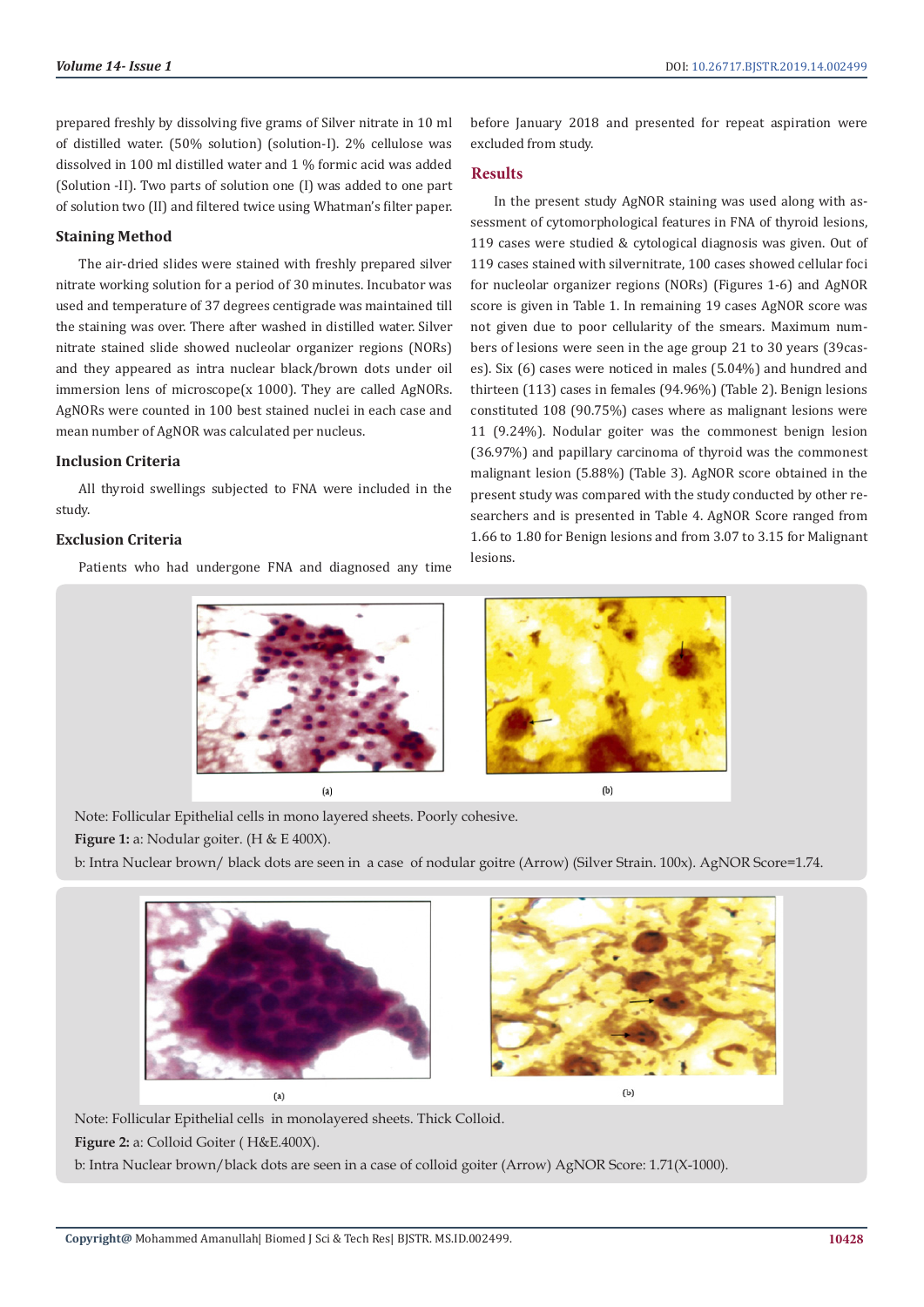prepared freshly by dissolving five grams of Silver nitrate in 10 ml of distilled water. (50% solution) (solution-I). 2% cellulose was dissolved in 100 ml distilled water and 1 % formic acid was added (Solution -II). Two parts of solution one (I) was added to one part of solution two (II) and filtered twice using Whatman's filter paper.

### Staining Method

The air-dried slides were stained with freshly prepared silver nitrate working solution for a period of 30 minutes. Incubator was used and temperature of 37 degrees centigrade was maintained till the staining was over. There after washed in distilled water. Silver nitrate stained slide showed nucleolar organizer regions (NORs) and they appeared as intra nuclear black/brown dots under oil immersion lens of microscope(x 1000). They are called AgNORs. AgNORs were counted in 100 best stained nuclei in each case and mean number of AgNOR was calculated per nucleus.

### Inclusion Criteria

All thyroid swellings subjected to FNA were included in the study.

### Exclusion Criteria

Patients who had undergone FNA and diagnosed any time before January 2018 and presented for repeat aspiration were excluded from study.

## Results

In the present study AgNOR staining was used along with assessment of cytomorphological features in FNA of thyroid lesions, 119 cases were studied & cytological diagnosis was given. Out of 119 cases stained with silvernitrate, 100 cases showed cellular foci for nucleolar organizer regions (NORs) (Figures 1-6) and AgNOR score is given in Table 1. In remaining 19 cases AgNOR score was not given due to poor cellularity of the smears. Maximum numbers of lesions were seen in the age group 21 to 30 years (39cases). Six (6) cases were noticed in males (5.04%) and hundred and thirteen (113) cases in females (94.96%) (Table 2). Benign lesions constituted 108 (90.75%) cases where as malignant lesions were 11 (9.24%). Nodular goiter was the commonest benign lesion (36.97%) and papillary carcinoma of thyroid was the commonest malignant lesion (5.88%) (Table 3). AgNOR score obtained in the present study was compared with the study conducted by other researchers and is presented in Table 4. AgNOR Score ranged from 1.66 to 1.80 for Benign lesions and from 3.07 to 3.15 for Malignant lesions.

(a) (b)

Note: Follicular Epithelial cells in mono layered sheets. Poorly cohesive.

**Figure 1:** a: Nodular goiter. (H & E 400X).

b: Intra Nuclear brown/ black dots are seen in a case of nodular goitre (Arrow) (Silver Strain. 100x). AgNOR Score=1.74.

(a) (b)

Note: Follicular Epithelial cells in monolayered sheets. Thick Colloid.

**Figure 2:** a: Colloid Goiter ( H&E.400X).

b: Intra Nuclear brown/black dots are seen in a case of colloid goiter (Arrow) AgNOR Score: 1.71(X-1000).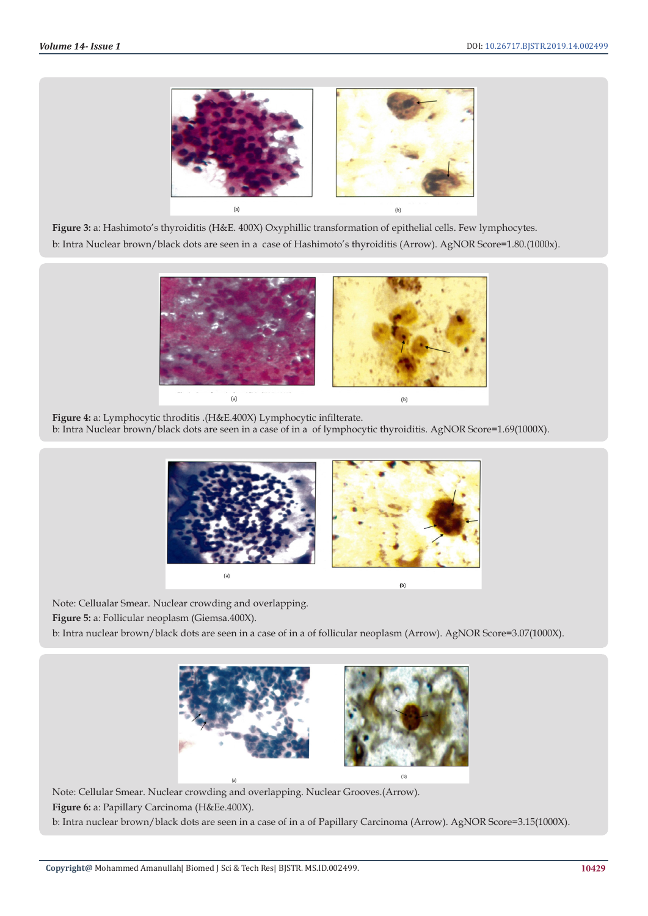**Figure 3:** a: Hashimoto's thyroiditis (H&E. 400X) Oxyphillic transformation of epithelial cells. Few lymphocytes.

b: Intra Nuclear brown/black dots are seen in a case of Hashimoto's thyroiditis (Arrow). AgNOR Score=1.80.(1000x).

**Figure 4:** a: Lymphocytic throditis .(H&E.400X) Lymphocytic infilterate.

b: Intra Nuclear brown/black dots are seen in a case of in a of lymphocytic thyroiditis. AgNOR Score=1.69(1000X).

Note: Cellualar Smear. Nuclear crowding and overlapping.

**Figure 5:** a: Follicular neoplasm (Giemsa.400X).

b: Intra nuclear brown/black dots are seen in a case of in a of follicular neoplasm (Arrow). AgNOR Score=3.07(1000X).

Note: Cellular Smear. Nuclear crowding and overlapping. Nuclear Grooves.(Arrow).

**Figure 6:** a: Papillary Carcinoma (H&Ee.400X).

b: Intra nuclear brown/black dots are seen in a case of in a of Papillary Carcinoma (Arrow). AgNOR Score=3.15(1000X).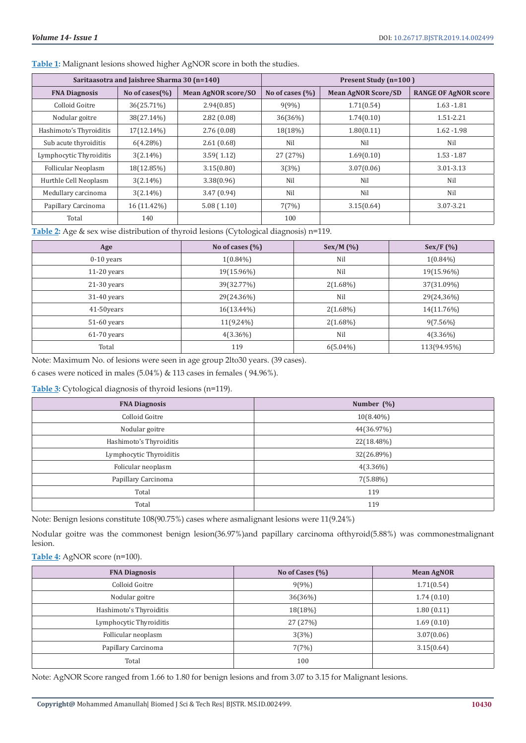**Table 1:** Malignant lesions showed higher AgNOR score in both the studies.

| Saritaasotra and Jaishree Sharma 30 (n=140) | | | Present Study (n=100 ) | | |
|---|---|---|---|---|---|
| FNA Diagnosis | No of cases(%) | Mean AgNOR score/SO | No of cases (%) | Mean AgNOR Score/SD | RANGE OF AgNOR score |
| Colloid Goitre | 36(25.71%) | 2.94(0.85) | 9(9%) | 1.71(0.54) | 1.63 -1.81 |
| Nodular goitre | 38(27.14%) | 2.82 (0.08) | 36(36%) | 1.74(0.10) | 1.51-2.21 |
| Hashimoto's Thyroiditis | 17(12.14%) | 2.76 (0.08) | 18(18%) | 1.80(0.11) | 1.62 -1.98 |
| Sub acute thyroiditis | 6(4.28%) | 2.61 (0.68) | Nil | Nil | Nil |
| Lymphocytic Thyroiditis | 3(2.14%) | 3.59( 1.12) | 27 (27%) | 1.69(0.10) | 1.53 -1.87 |
| Follicular Neoplasm | 18(12.85%) | 3.15(0.80) | 3(3%) | 3.07(0.06) | 3.01-3.13 |
| Hurthle Cell Neoplasm | 3(2.14%) | 3.38(0.96) | Nil | Nil | Nil |
| Medullary carcinoma | 3(2.14%) | 3.47 (0.94) | Nil | Nil | Nil |
| Papillary Carcinoma | 16 (11.42%) | 5.08 ( 1.10) | 7(7%) | 3.15(0.64) | 3.07-3.21 |
| Total | 140 | | 100 | | |

**Table 2:** Age & sex wise distribution of thyroid lesions (Cytological diagnosis) n=119.

| Age | No of cases (%) | Sex/M (%) | Sex/F (%) |
|---|---|---|---|
| 0-10 years | 1(0.84%) | Nil | 1(0.84%) |
| 11-20 years | 19(15.96%) | Nil | 19(15.96%) |
| 21-30 years | 39(32.77%) | 2(1.68%) | 37(31.09%) |
| 31-40 years | 29(24.36%) | Nil | 29(24,36%) |
| 41-50years | 16(13.44%) | 2(1.68%) | 14(11.76%) |
| 51-60 years | 11(9,24%} | 2(1.68%} | 9(7.56%} |
| 61-70 years | 4(3.36%) | Nil | 4(3.36%) |
| Total | 119 | 6(5.04%) | 113(94.95%) |

Note: Maximum No. of lesions were seen in age group 2lto30 years. (39 cases).

6 cases were noticed in males (5.04%) & 113 cases in females ( 94.96%).

**Table 3:** Cytological diagnosis of thyroid lesions (n=119).

| FNA Diagnosis | Number (%) |
|---|---|
| Colloid Goitre | 10(8.40%) |
| Nodular goitre | 44(36.97%) |
| Hashimoto's Thyroiditis | 22(18.48%) |
| Lymphocytic Thyroiditis | 32(26.89%) |
| Folicular neoplasm | 4(3.36%) |
| Papillary Carcinoma | 7(5.88%) |
| Total | 119 |
| Total | 119 |

Note: Benign lesions constitute 108(90.75%) cases where asmalignant lesions were 11(9.24%)

Nodular goitre was the commonest benign lesion(36.97%)and papillary carcinoma ofthyroid(5.88%) was commonestmalignant lesion.

**Table 4:** AgNOR score (n=100).

| FNA Diagnosis | No of Cases (%) | Mean AgNOR |
|---|---|---|
| Colloid Goitre | 9(9%) | 1.71(0.54) |
| Nodular goitre | 36(36%) | 1.74 (0.10) |
| Hashimoto's Thyroiditis | 18(18%} | 1.80 (0.11) |
| Lymphocytic Thyroiditis | 27 (27%) | 1.69 (0.10) |
| Follicular neoplasm | 3(3%) | 3.07(0.06) |
| Papillary Carcinoma | 7(7%) | 3.15(0.64) |
| Total | 100 | |

Note: AgNOR Score ranged from 1.66 to 1.80 for benign lesions and from 3.07 to 3.15 for Malignant lesions.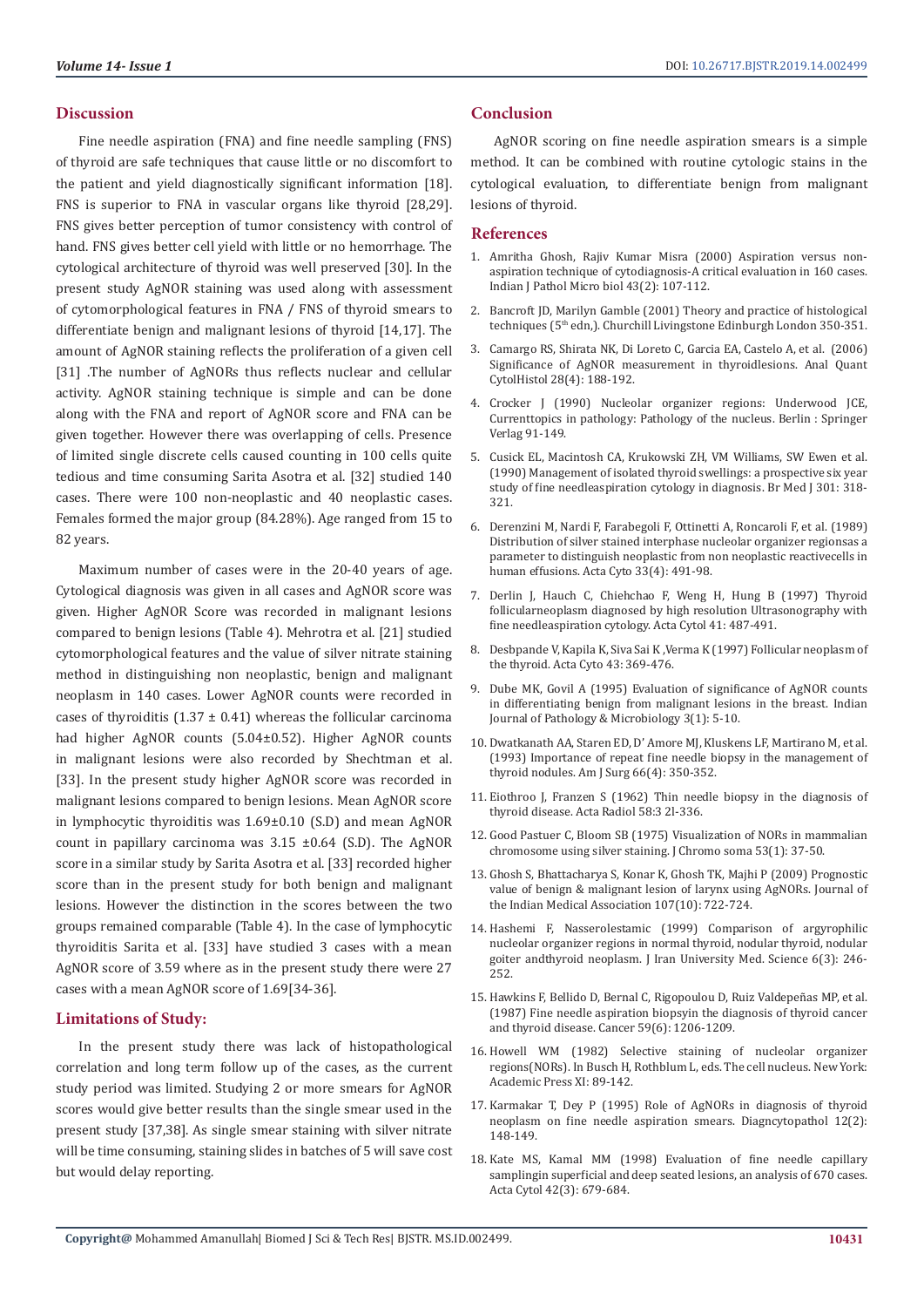## Discussion

Fine needle aspiration (FNA) and fine needle sampling (FNS) of thyroid are safe techniques that cause little or no discomfort to the patient and yield diagnostically significant information [18]. FNS is superior to FNA in vascular organs like thyroid [28,29]. FNS gives better perception of tumor consistency with control of hand. FNS gives better cell yield with little or no hemorrhage. The cytological architecture of thyroid was well preserved [30]. In the present study AgNOR staining was used along with assessment of cytomorphological features in FNA / FNS of thyroid smears to differentiate benign and malignant lesions of thyroid [14,17]. The amount of AgNOR staining reflects the proliferation of a given cell [31] .The number of AgNORs thus reflects nuclear and cellular activity. AgNOR staining technique is simple and can be done along with the FNA and report of AgNOR score and FNA can be given together. However there was overlapping of cells. Presence of limited single discrete cells caused counting in 100 cells quite tedious and time consuming Sarita Asotra et al. [32] studied 140 cases. There were 100 non-neoplastic and 40 neoplastic cases. Females formed the major group (84.28%). Age ranged from 15 to 82 years.

Maximum number of cases were in the 20-40 years of age. Cytological diagnosis was given in all cases and AgNOR score was given. Higher AgNOR Score was recorded in malignant lesions compared to benign lesions (Table 4). Mehrotra et al. [21] studied cytomorphological features and the value of silver nitrate staining method in distinguishing non neoplastic, benign and malignant neoplasm in 140 cases. Lower AgNOR counts were recorded in cases of thyroiditis ($1.37 \pm 0.41$) whereas the follicular carcinoma had higher AgNOR counts ($5.04 \pm 0.52$). Higher AgNOR counts in malignant lesions were also recorded by Shechtman et al. [33]. In the present study higher AgNOR score was recorded in malignant lesions compared to benign lesions. Mean AgNOR score in lymphocytic thyroiditis was $1.69 \pm 0.10$ (S.D) and mean AgNOR count in papillary carcinoma was $3.15 \pm 0.64$ (S.D). The AgNOR score in a similar study by Sarita Asotra et al. [33] recorded higher score than in the present study for both benign and malignant lesions. However the distinction in the scores between the two groups remained comparable (Table 4). In the case of lymphocytic thyroiditis Sarita et al. [33] have studied 3 cases with a mean AgNOR score of 3.59 where as in the present study there were 27 cases with a mean AgNOR score of 1.69[34-36].

## Limitations of Study:

In the present study there was lack of histopathological correlation and long term follow up of the cases, as the current study period was limited. Studying 2 or more smears for AgNOR scores would give better results than the single smear used in the present study [37,38]. As single smear staining with silver nitrate will be time consuming, staining slides in batches of 5 will save cost but would delay reporting.

## Conclusion

AgNOR scoring on fine needle aspiration smears is a simple method. It can be combined with routine cytologic stains in the cytological evaluation, to differentiate benign from malignant lesions of thyroid.

## References

1. Amritha Ghosh, Rajiv Kumar Misra (2000) Aspiration versus non-aspiration technique of cytodiagnosis-A critical evaluation in 160 cases. Indian J Pathol Micro biol 43(2): 107-112.
2. Bancroft JD, Marilyn Gamble (2001) Theory and practice of histological techniques (5th edn,). Churchill Livingstone Edinburgh London 350-351.
3. Camargo RS, Shirata NK, Di Loreto C, Garcia EA, Castelo A, et al. (2006) Significance of AgNOR measurement in thyroidlesions. Anal Quant CytolHistol 28(4): 188-192.
4. Crocker J (1990) Nucleolar organizer regions: Underwood JCE, Currenttopics in pathology: Pathology of the nucleus. Berlin : Springer Verlag 91-149.
5. Cusick EL, Macintosh CA, Krukowski ZH, VM Williams, SW Ewen et al. (1990) Management of isolated thyroid swellings: a prospective six year study of fine needleaspiration cytology in diagnosis. Br Med J 301: 318-321.
6. Derenzini M, Nardi F, Farabegoli F, Ottinetti A, Roncaroli F, et al. (1989) Distribution of silver stained interphase nucleolar organizer regionsas a parameter to distinguish neoplastic from non neoplastic reactivecells in human effusions. Acta Cyto 33(4): 491-98.
7. Derlin J, Hauch C, Chiehchao F, Weng H, Hung B (1997) Thyroid follicularneoplasm diagnosed by high resolution Ultrasonography with fine needleaspiration cytology. Acta Cytol 41: 487-491.
8. Desbpande V, Kapila K, Siva Sai K ,Verma K (1997) Follicular neoplasm of the thyroid. Acta Cyto 43: 369-476.
9. Dube MK, Govil A (1995) Evaluation of significance of AgNOR counts in differentiating benign from malignant lesions in the breast. Indian Journal of Pathology & Microbiology 3(1): 5-10.
10. Dwatkanath AA, Staren ED, D' Amore MJ, Kluskens LF, Martirano M, et al. (1993) Importance of repeat fine needle biopsy in the management of thyroid nodules. Am J Surg 66(4): 350-352.
11. Eiothroo J, Franzen S (1962) Thin needle biopsy in the diagnosis of thyroid disease. Acta Radiol 58:3 2l-336.
12. Good Pastuer C, Bloom SB (1975) Visualization of NORs in mammalian chromosome using silver staining. J Chromo soma 53(1): 37-50.
13. Ghosh S, Bhattacharya S, Konar K, Ghosh TK, Majhi P (2009) Prognostic value of benign & malignant lesion of larynx using AgNORs. Journal of the Indian Medical Association 107(10): 722-724.
14. Hashemi F, Nasserolestamic (1999) Comparison of argyrophilic nucleolar organizer regions in normal thyroid, nodular thyroid, nodular goiter andthyroid neoplasm. J Iran University Med. Science 6(3): 246-252.
15. Hawkins F, Bellido D, Bernal C, Rigopoulou D, Ruiz Valdepeñas MP, et al. (1987) Fine needle aspiration biopsyin the diagnosis of thyroid cancer and thyroid disease. Cancer 59(6): 1206-1209.
16. Howell WM (1982) Selective staining of nucleolar organizer regions(NORs). In Busch H, Rothblum L, eds. The cell nucleus. New York: Academic Press XI: 89-142.
17. Karmakar T, Dey P (1995) Role of AgNORs in diagnosis of thyroid neoplasm on fine needle aspiration smears. Diagncytopathol 12(2): 148-149.
18. Kate MS, Kamal MM (1998) Evaluation of fine needle capillary samplingin superficial and deep seated lesions, an analysis of 670 cases. Acta Cytol 42(3): 679-684.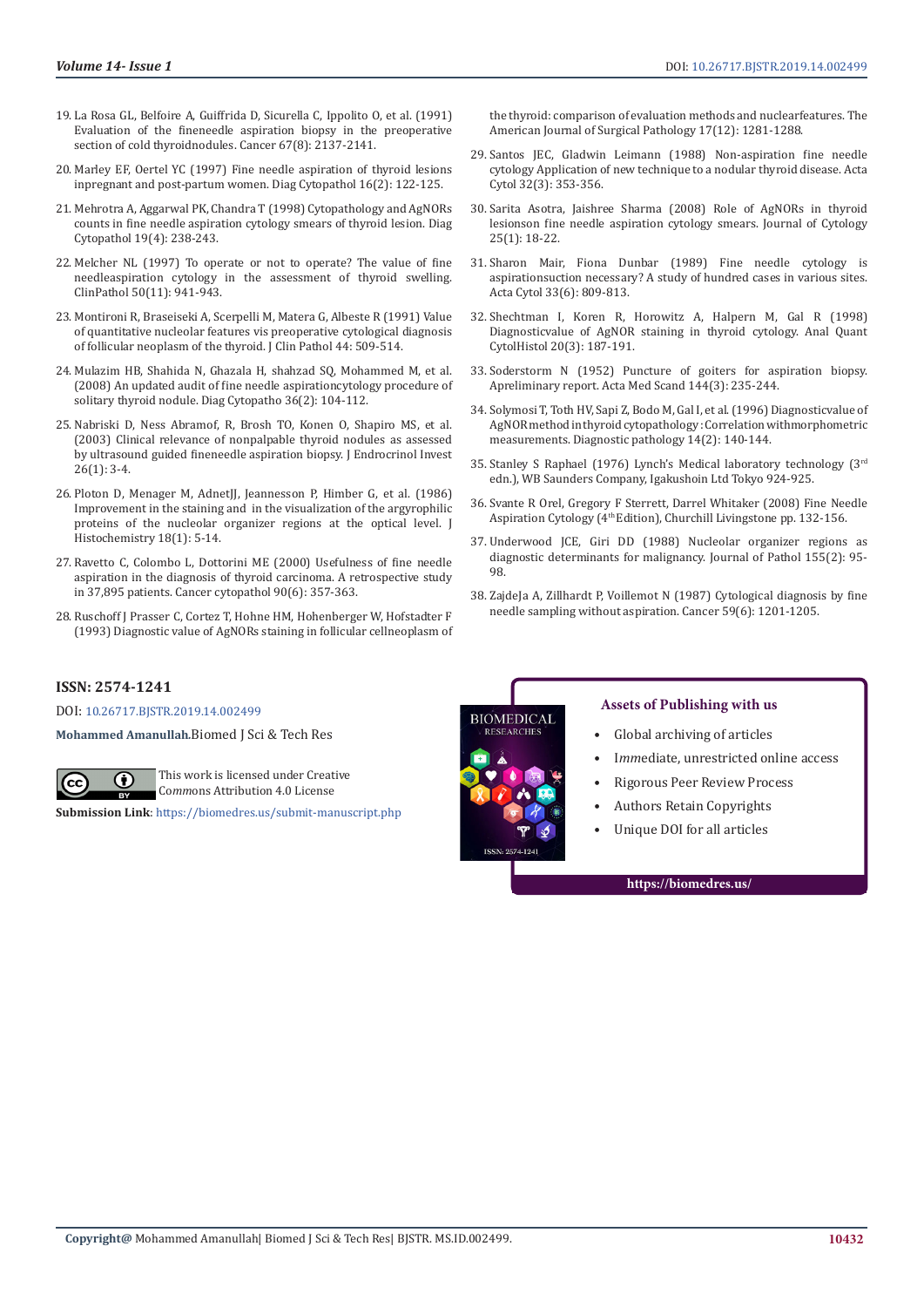19. La Rosa GL, Belfoire A, Guiffrida D, Sicurella C, Ippolito O, et al. (1991) Evaluation of the fineneedle aspiration biopsy in the preoperative section of cold thyroidnodules. Cancer 67(8): 2137-2141.
20. Marley EF, Oertel YC (1997) Fine needle aspiration of thyroid lesions inpregnant and post-partum women. Diag Cytopathol 16(2): 122-125.
21. Mehrotra A, Aggarwal PK, Chandra T (1998) Cytopathology and AgNORs counts in fine needle aspiration cytology smears of thyroid lesion. Diag Cytopathol 19(4): 238-243.
22. Melcher NL (1997) To operate or not to operate? The value of fine needleaspiration cytology in the assessment of thyroid swelling. ClinPathol 50(11): 941-943.
23. Montironi R, Braseiseki A, Scerpelli M, Matera G, Albeste R (1991) Value of quantitative nucleolar features vis preoperative cytological diagnosis of follicular neoplasm of the thyroid. J Clin Pathol 44: 509-514.
24. Mulazim HB, Shahida N, Ghazala H, shahzad SQ, Mohammed M, et al. (2008) An updated audit of fine needle aspirationcytology procedure of solitary thyroid nodule. Diag Cytopatho 36(2): 104-112.
25. Nabriski D, Ness Abramof, R, Brosh TO, Konen O, Shapiro MS, et al. (2003) Clinical relevance of nonpalpable thyroid nodules as assessed by ultrasound guided fineneedle aspiration biopsy. J Endrocrinol Invest 26(1): 3-4.
26. Ploton D, Menager M, AdnetJJ, Jeanneson P, Himber G, et al. (1986) Improvement in the staining and in the visualization of the argyrophilic proteins of the nucleolar organizer regions at the optical level. J Histochemistry 18(1): 5-14.
27. Ravetto C, Colombo L, Dottorini ME (2000) Usefulness of fine needle aspiration in the diagnosis of thyroid carcinoma. A retrospective study in 37,895 patients. Cancer cytopathol 90(6): 357-363.
28. Ruschoff J Prasser C, Cortez T, Hohne HM, Hohenberger W, Hofstadter F (1993) Diagnostic value of AgNORs staining in follicular cellneoplasm of the thyroid: comparison of evaluation methods and nuclearfeatures. The American Journal of Surgical Pathology 17(12): 1281-1288.
29. Santos JEC, Gladwin Leimann (1988) Non-aspiration fine needle cytology Application of new technique to a nodular thyroid disease. Acta Cytol 32(3): 353-356.
30. Sarita Asotra, Jaishree Sharma (2008) Role of AgNORs in thyroid lesionson fine needle aspiration cytology smears. Journal of Cytology 25(1): 18-22.
31. Sharon Mair, Fiona Dunbar (1989) Fine needle cytology is aspirationsuction necessary? A study of hundred cases in various sites. Acta Cytol 33(6): 809-813.
32. Shechtman I, Koren R, Horowitz A, Halpern M, Gal R (1998) Diagnosticvalue of AgNOR staining in thyroid cytology. Anal Quant CytolHistol 20(3): 187-191.
33. Soderstorm N (1952) Puncture of goiters for aspiration biopsy. Apreliminary report. Acta Med Scand 144(3): 235-244.
34. Solymosi T, Toth HV, Sapi Z, Bodo M, Gal I, et al. (1996) Diagnosticvalue of AgNOR method in thyroid cytopathology: Correlation withmorphometric measurements. Diagnostic pathology 14(2): 140-144.
35. Stanley S Raphael (1976) Lynch's Medical laboratory technology (3rd edn.), WB Saunders Company, Igakushoin Ltd Tokyo 924-925.
36. Svante R Orel, Gregory F Sterrett, Darrel Whitaker (2008) Fine Needle Aspiration Cytology (4th Edition), Churchill Livingstone pp. 132-156.
37. Underwood JCE, Giri DD (1988) Nucleolar organizer regions as diagnostic determinants for malignancy. Journal of Pathol 155(2): 95-98.
38. ZajdeJa A, Zillhardt P, Voillemot N (1987) Cytological diagnosis by fine needle sampling without aspiration. Cancer 59(6): 1201-1205.

**ISSN: 2574-1241**

DOI: 10.26717.BJSTR.2019.14.002499

**Mohammed Amanullah**. Biomed J Sci & Tech Res

This work is licensed under Creative Commons Attribution 4.0 License

**Submission Link**: https://biomedres.us/submit-manuscript.php

**Assets of Publishing with us**

- Global archiving of articles
- Immediate, unrestricted online access
- Rigorous Peer Review Process
- Authors Retain Copyrights
- Unique DOI for all articles

**https://biomedres.us/**